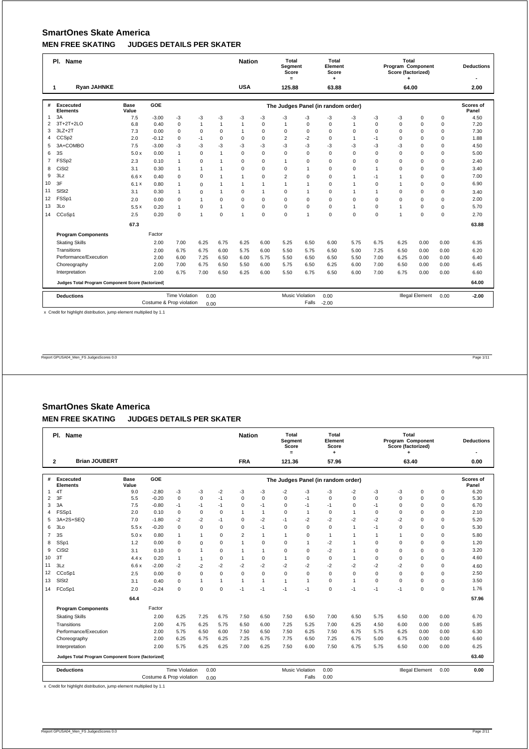# SmartOnes Skate America

## MEN FREE SKATING JUDGES DETAILS PER SKATER

| Pl. | Name | Nation | Total Segment Score = | Total Element Score + | Total Program Component Score (factorized) + | Deductions - |
|---|---|---|---|---|---|---|
| 1 | Ryan JAHNKE | USA | 125.88 | 63.88 | 64.00 | 2.00 |

| # | Excecuted Elements | Base Value | GOE | The Judges Panel (in random order) | | | | | | | | | | | | Scores of Panel |
|---|---|---|---|---|---|---|---|---|---|---|---|---|---|---|---|---|
| 1 | 3A | 7.5 | -3.00 | -3 | -3 | -3 | -3 | -3 | -3 | -3 | -3 | -3 | -3 | -3 | 0 | 0 | 4.50 |
| 2 | 3T+2T+2LO | 6.8 | 0.40 | 0 | 1 | 1 | 1 | 0 | 1 | 0 | 0 | 1 | 0 | 0 | 0 | 0 | 7.20 |
| 3 | 3LZ+2T | 7.3 | 0.00 | 0 | 0 | 0 | 1 | 0 | 0 | 0 | 0 | 0 | 0 | 0 | 0 | 0 | 7.30 |
| 4 | CCSp2 | 2.0 | -0.12 | 0 | -1 | 0 | 0 | 0 | 2 | -2 | 0 | 1 | -1 | 0 | 0 | 0 | 1.88 |
| 5 | 3A+COMBO | 7.5 | -3.00 | -3 | -3 | -3 | -3 | -3 | -3 | -3 | -3 | -3 | -3 | -3 | 0 | 0 | 4.50 |
| 6 | 3S | 5.0 x | 0.00 | 1 | 0 | 1 | 0 | 0 | 0 | 0 | 0 | 0 | 0 | 0 | 0 | 0 | 5.00 |
| 7 | FSSp2 | 2.3 | 0.10 | 1 | 0 | 1 | 0 | 0 | 1 | 0 | 0 | 0 | 0 | 0 | 0 | 0 | 2.40 |
| 8 | CiSt2 | 3.1 | 0.30 | 1 | 1 | 1 | 0 | 0 | 0 | 1 | 0 | 0 | 1 | 0 | 0 | 0 | 3.40 |
| 9 | 3Lz | 6.6 x | 0.40 | 0 | 0 | 1 | 1 | 0 | 2 | 0 | 0 | 1 | -1 | 1 | 0 | 0 | 7.00 |
| 10 | 3F | 6.1 x | 0.80 | 1 | 0 | 1 | 1 | 1 | 1 | 1 | 0 | 1 | 0 | 1 | 0 | 0 | 6.90 |
| 11 | SlSt2 | 3.1 | 0.30 | 1 | 0 | 1 | 0 | 1 | 0 | 1 | 0 | 1 | 1 | 0 | 0 | 0 | 3.40 |
| 12 | FSSp1 | 2.0 | 0.00 | 0 | 1 | 0 | 0 | 0 | 0 | 0 | 0 | 0 | 0 | 0 | 0 | 0 | 2.00 |
| 13 | 3Lo | 5.5 x | 0.20 | 1 | 0 | 1 | 0 | 0 | 0 | 0 | 0 | 1 | 0 | 1 | 0 | 0 | 5.70 |
| 14 | CCoSp1 | 2.5 | 0.20 | 0 | 1 | 0 | 1 | 0 | 0 | 1 | 0 | 0 | 0 | 1 | 0 | 0 | 2.70 |
| | | 67.3 | | | | | | | | | | | | | | | 63.88 |

| Program Components | Factor | | | | | | | | | | | | | | Scores of Panel |
|---|---|---|---|---|---|---|---|---|---|---|---|---|---|---|---|
| Skating Skills | 2.00 | 7.00 | 6.25 | 6.75 | 6.25 | 6.00 | 5.25 | 6.50 | 6.00 | 5.75 | 6.75 | 6.25 | 0.00 | 0.00 | 6.35 |
| Transitions | 2.00 | 6.75 | 6.75 | 6.00 | 5.75 | 6.00 | 5.50 | 5.75 | 6.50 | 5.00 | 7.25 | 6.50 | 0.00 | 0.00 | 6.20 |
| Performance/Execution | 2.00 | 6.00 | 7.25 | 6.50 | 6.00 | 5.75 | 5.50 | 6.50 | 6.50 | 5.50 | 7.00 | 6.25 | 0.00 | 0.00 | 6.40 |
| Choreography | 2.00 | 7.00 | 6.75 | 6.50 | 5.50 | 6.00 | 5.75 | 6.50 | 6.25 | 6.00 | 7.00 | 6.50 | 0.00 | 0.00 | 6.45 |
| Interpretation | 2.00 | 6.75 | 7.00 | 6.50 | 6.25 | 6.00 | 5.50 | 6.75 | 6.50 | 6.00 | 7.00 | 6.75 | 0.00 | 0.00 | 6.60 |
| Judges Total Program Component Score (factorized) | | | | | | | | | | | | | | | 64.00 |

| Deductions | | | | | |
|---|---|---|---|---|---|
| Time Violation 0.00 | Costume & Prop violation 0.00 | Music Violation 0.00 | Falls -2.00 | Illegal Element 0.00 | -2.00 |

x Credit for highlight distribution, jump element multiplied by 1.1

# SmartOnes Skate America

## MEN FREE SKATING JUDGES DETAILS PER SKATER

| Pl. | Name | Nation | Total Segment Score = | Total Element Score + | Total Program Component Score (factorized) + | Deductions - |
|---|---|---|---|---|---|---|
| 2 | Brian JOUBERT | FRA | 121.36 | 57.96 | 63.40 | 0.00 |

| # | Excecuted Elements | Base Value | GOE | The Judges Panel (in random order) | | | | | | | | | | | | Scores of Panel |
|---|---|---|---|---|---|---|---|---|---|---|---|---|---|---|---|---|
| 1 | 4T | 9.0 | -2.80 | -3 | -3 | -2 | -3 | -3 | -2 | -3 | -3 | -2 | -3 | -3 | 0 | 0 | 6.20 |
| 2 | 3F | 5.5 | -0.20 | 0 | 0 | -1 | 0 | 0 | 0 | -1 | 0 | 0 | 0 | 0 | 0 | 0 | 5.30 |
| 3 | 3A | 7.5 | -0.80 | -1 | -1 | -1 | 0 | -1 | 0 | -1 | -1 | 0 | -1 | 0 | 0 | 0 | 6.70 |
| 4 | FSSp1 | 2.0 | 0.10 | 0 | 0 | 0 | 1 | 1 | 0 | 1 | 0 | 1 | 0 | 0 | 0 | 0 | 2.10 |
| 5 | 3A+2S+SEQ | 7.0 | -1.80 | -2 | -2 | -1 | 0 | -2 | -1 | -2 | -2 | -2 | -2 | -2 | 0 | 0 | 5.20 |
| 6 | 3Lo | 5.5 x | -0.20 | 0 | 0 | 0 | 0 | -1 | 0 | 0 | 0 | 1 | -1 | 0 | 0 | 0 | 5.30 |
| 7 | 3S | 5.0 x | 0.80 | 1 | 1 | 0 | 2 | 1 | 1 | 0 | 1 | 1 | 1 | 1 | 0 | 0 | 5.80 |
| 8 | SSp1 | 1.2 | 0.00 | 0 | 0 | 0 | 1 | 0 | 0 | 1 | -2 | 1 | 0 | 0 | 0 | 0 | 1.20 |
| 9 | CiSt2 | 3.1 | 0.10 | 0 | 1 | 0 | 1 | 1 | 0 | 0 | -2 | 1 | 0 | 0 | 0 | 0 | 3.20 |
| 10 | 3T | 4.4 x | 0.20 | 1 | 1 | 0 | 1 | 0 | 1 | 0 | 0 | 1 | 0 | 0 | 0 | 0 | 4.60 |
| 11 | 3Lz | 6.6 x | -2.00 | -2 | -2 | -2 | -2 | -2 | -2 | -2 | -2 | -2 | -2 | -2 | 0 | 0 | 4.60 |
| 12 | CCoSp1 | 2.5 | 0.00 | 0 | 0 | 0 | 0 | 0 | 0 | 0 | 0 | 0 | 0 | 0 | 0 | 0 | 2.50 |
| 13 | SlSt2 | 3.1 | 0.40 | 0 | 1 | 1 | 1 | 1 | 1 | 1 | 0 | 1 | 0 | 0 | 0 | 0 | 3.50 |
| 14 | FCoSp1 | 2.0 | -0.24 | 0 | 0 | 0 | -1 | -1 | -1 | -1 | 0 | -1 | -1 | -1 | 0 | 0 | 1.76 |
| | | 64.4 | | | | | | | | | | | | | | | 57.96 |

| Program Components | Factor | | | | | | | | | | | | | | Scores of Panel |
|---|---|---|---|---|---|---|---|---|---|---|---|---|---|---|---|
| Skating Skills | 2.00 | 6.25 | 7.25 | 6.75 | 7.50 | 6.50 | 7.50 | 6.50 | 7.00 | 6.50 | 5.75 | 6.50 | 0.00 | 0.00 | 6.70 |
| Transitions | 2.00 | 4.75 | 6.25 | 5.75 | 6.50 | 6.00 | 7.25 | 5.25 | 7.00 | 6.25 | 4.50 | 6.00 | 0.00 | 0.00 | 5.85 |
| Performance/Execution | 2.00 | 5.75 | 6.50 | 6.00 | 7.50 | 6.50 | 7.50 | 6.25 | 7.50 | 6.75 | 5.75 | 6.25 | 0.00 | 0.00 | 6.30 |
| Choreography | 2.00 | 6.25 | 6.75 | 6.25 | 7.25 | 6.75 | 7.75 | 6.50 | 7.25 | 6.75 | 5.00 | 6.75 | 0.00 | 0.00 | 6.60 |
| Interpretation | 2.00 | 5.75 | 6.25 | 6.25 | 7.00 | 6.25 | 7.50 | 6.00 | 7.50 | 6.75 | 5.75 | 6.50 | 0.00 | 0.00 | 6.25 |
| Judges Total Program Component Score (factorized) | | | | | | | | | | | | | | | 63.40 |

| Deductions | | | | | |
|---|---|---|---|---|---|
| Time Violation 0.00 | Costume & Prop violation 0.00 | Music Violation 0.00 | Falls 0.00 | Illegal Element 0.00 | 0.00 |

x Credit for highlight distribution, jump element multiplied by 1.1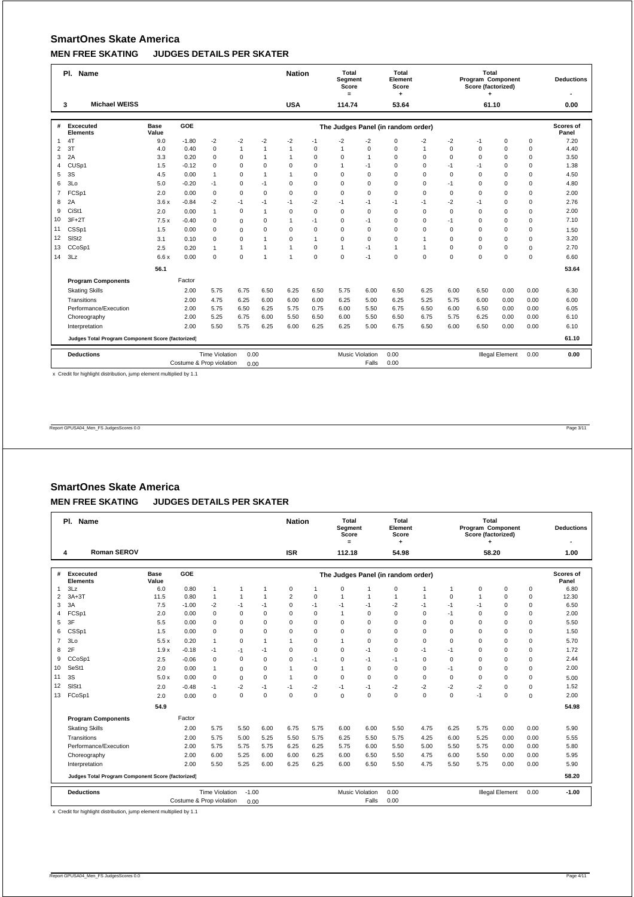# SmartOnes Skate America

## MEN FREE SKATING JUDGES DETAILS PER SKATER

| Pl. | Name | Nation | Total Segment Score = | Total Element Score + | Total Program Component Score (factorized) + | Deductions - |
|---|---|---|---|---|---|---|
| 3 | Michael WEISS | USA | 114.74 | 53.64 | 61.10 | 0.00 |

| # | Excecuted Elements | | Base Value | GOE | The Judges Panel (in random order) | | | | | | | | | | | | Scores of Panel |
|---|---|---|---|---|---|---|---|---|---|---|---|---|---|---|---|---|---|
| 1 | 4T | | 9.0 | -1.80 | -2 | -2 | -2 | -2 | -1 | -2 | -2 | 0 | -2 | -2 | -1 | 0 | 0 | 7.20 |
| 2 | 3T | | 4.0 | 0.40 | 0 | 1 | 1 | 1 | 0 | 1 | 0 | 0 | 1 | 0 | 0 | 0 | 0 | 4.40 |
| 3 | 2A | | 3.3 | 0.20 | 0 | 0 | 1 | 1 | 0 | 0 | 1 | 0 | 0 | 0 | 0 | 0 | 0 | 3.50 |
| 4 | CUSp1 | | 1.5 | -0.12 | 0 | 0 | 0 | 0 | 0 | 1 | -1 | 0 | 0 | -1 | -1 | 0 | 0 | 1.38 |
| 5 | 3S | | 4.5 | 0.00 | 1 | 0 | 1 | 1 | 0 | 0 | 0 | 0 | 0 | 0 | 0 | 0 | 0 | 4.50 |
| 6 | 3Lo | | 5.0 | -0.20 | -1 | 0 | -1 | 0 | 0 | 0 | 0 | 0 | 0 | -1 | 0 | 0 | 0 | 4.80 |
| 7 | FCSp1 | | 2.0 | 0.00 | 0 | 0 | 0 | 0 | 0 | 0 | 0 | 0 | 0 | 0 | 0 | 0 | 0 | 2.00 |
| 8 | 2A | | 3.6 x | -0.84 | -2 | -1 | -1 | -1 | -2 | -1 | -1 | -1 | -1 | -2 | -1 | 0 | 0 | 2.76 |
| 9 | CiSt1 | | 2.0 | 0.00 | 1 | 0 | 1 | 0 | 0 | 0 | 0 | 0 | 0 | 0 | 0 | 0 | 0 | 2.00 |
| 10 | 3F+2T | | 7.5 x | -0.40 | 0 | 0 | 0 | 1 | -1 | 0 | -1 | 0 | 0 | -1 | 0 | 0 | 0 | 7.10 |
| 11 | CSSp1 | | 1.5 | 0.00 | 0 | 0 | 0 | 0 | 0 | 0 | 0 | 0 | 0 | 0 | 0 | 0 | 0 | 1.50 |
| 12 | SlSt2 | | 3.1 | 0.10 | 0 | 0 | 1 | 0 | 1 | 0 | 0 | 0 | 1 | 0 | 0 | 0 | 0 | 3.20 |
| 13 | CCoSp1 | | 2.5 | 0.20 | 1 | 1 | 1 | 1 | 0 | 1 | -1 | 1 | 1 | 0 | 0 | 0 | 0 | 2.70 |
| 14 | 3Lz | | 6.6 x | 0.00 | 0 | 0 | 1 | 1 | 0 | 0 | -1 | 0 | 0 | 0 | 0 | 0 | 0 | 6.60 |
| | | | 56.1 | | | | | | | | | | | | | | | 53.64 |
| | **Program Components** | | | Factor | | | | | | | | | | | | | | |
| | Skating Skills | | | 2.00 | 5.75 | 6.75 | 6.50 | 6.25 | 6.50 | 5.75 | 6.00 | 6.50 | 6.25 | 6.00 | 6.50 | 0.00 | 0.00 | 6.30 |
| | Transitions | | | 2.00 | 4.75 | 6.25 | 6.00 | 6.00 | 6.00 | 6.25 | 5.00 | 6.25 | 5.25 | 5.75 | 6.00 | 0.00 | 0.00 | 6.00 |
| | Performance/Execution | | | 2.00 | 5.75 | 6.50 | 6.25 | 5.75 | 0.75 | 6.00 | 5.50 | 6.75 | 6.50 | 6.00 | 6.50 | 0.00 | 0.00 | 6.05 |
| | Choreography | | | 2.00 | 5.25 | 6.75 | 6.00 | 5.50 | 6.50 | 6.00 | 5.50 | 6.50 | 6.75 | 5.75 | 6.25 | 0.00 | 0.00 | 6.10 |
| | Interpretation | | | 2.00 | 5.50 | 5.75 | 6.25 | 6.00 | 6.25 | 6.25 | 5.00 | 6.75 | 6.50 | 6.00 | 6.50 | 0.00 | 0.00 | 6.10 |
| | **Judges Total Program Component Score (factorized)** | | | | | | | | | | | | | | | | | 61.10 |

| Deductions | Time Violation | 0.00 | Music Violation | 0.00 | Illegal Element | 0.00 | 0.00 |
|---|---|---|---|---|---|---|---|
| | Costume & Prop violation | 0.00 | Falls | 0.00 | | | |

x Credit for highlight distribution, jump element multiplied by 1.1

Report GPUSA04_Men_FS JudgesScores 0.0

# SmartOnes Skate America

## MEN FREE SKATING JUDGES DETAILS PER SKATER

| Pl. | Name | Nation | Total Segment Score = | Total Element Score + | Total Program Component Score (factorized) + | Deductions - |
|---|---|---|---|---|---|---|
| 4 | Roman SEROV | ISR | 112.18 | 54.98 | 58.20 | 1.00 |

| # | Excecuted Elements | | Base Value | GOE | The Judges Panel (in random order) | | | | | | | | | | | | Scores of Panel |
|---|---|---|---|---|---|---|---|---|---|---|---|---|---|---|---|---|---|
| 1 | 3Lz | | 6.0 | 0.80 | 1 | 1 | 1 | 0 | 1 | 0 | 1 | 0 | 1 | 1 | 0 | 0 | 0 | 6.80 |
| 2 | 3A+3T | | 11.5 | 0.80 | 1 | 1 | 1 | 2 | 0 | 1 | 1 | 1 | 1 | 0 | 1 | 0 | 0 | 12.30 |
| 3 | 3A | | 7.5 | -1.00 | -2 | -1 | -1 | 0 | -1 | -1 | -1 | -2 | -1 | -1 | -1 | 0 | 0 | 6.50 |
| 4 | FCSp1 | | 2.0 | 0.00 | 0 | 0 | 0 | 0 | 0 | 1 | 0 | 0 | 0 | -1 | 0 | 0 | 0 | 2.00 |
| 5 | 3F | | 5.5 | 0.00 | 0 | 0 | 0 | 0 | 0 | 0 | 0 | 0 | 0 | 0 | 0 | 0 | 0 | 5.50 |
| 6 | CSSp1 | | 1.5 | 0.00 | 0 | 0 | 0 | 0 | 0 | 0 | 0 | 0 | 0 | 0 | 0 | 0 | 0 | 1.50 |
| 7 | 3Lo | | 5.5 x | 0.20 | 1 | 0 | 1 | 1 | 0 | 1 | 0 | 0 | 0 | 0 | 0 | 0 | 0 | 5.70 |
| 8 | 2F | | 1.9 x | -0.18 | -1 | -1 | -1 | 0 | 0 | 0 | -1 | 0 | -1 | -1 | 0 | 0 | 0 | 1.72 |
| 9 | CCoSp1 | | 2.5 | -0.06 | 0 | 0 | 0 | 0 | -1 | 0 | -1 | -1 | 0 | 0 | 0 | 0 | 0 | 2.44 |
| 10 | SeSt1 | | 2.0 | 0.00 | 1 | 0 | 0 | 1 | 0 | 1 | 0 | 0 | 0 | -1 | 0 | 0 | 0 | 2.00 |
| 11 | 3S | | 5.0 x | 0.00 | 0 | 0 | 0 | 1 | 0 | 0 | 0 | 0 | 0 | 0 | 0 | 0 | 0 | 5.00 |
| 12 | SlSt1 | | 2.0 | -0.48 | -1 | -2 | -1 | -1 | -2 | -1 | -1 | -2 | -2 | -2 | -2 | 0 | 0 | 1.52 |
| 13 | FCoSp1 | | 2.0 | 0.00 | 0 | 0 | 0 | 0 | 0 | 0 | 0 | 0 | 0 | 0 | -1 | 0 | 0 | 2.00 |
| | | | 54.9 | | | | | | | | | | | | | | | 54.98 |
| | **Program Components** | | | Factor | | | | | | | | | | | | | | |
| | Skating Skills | | | 2.00 | 5.75 | 5.50 | 6.00 | 6.75 | 5.75 | 6.00 | 6.00 | 5.50 | 4.75 | 6.25 | 5.75 | 0.00 | 0.00 | 5.90 |
| | Transitions | | | 2.00 | 5.75 | 5.00 | 5.25 | 5.50 | 5.75 | 6.25 | 5.50 | 5.75 | 4.25 | 6.00 | 5.25 | 0.00 | 0.00 | 5.55 |
| | Performance/Execution | | | 2.00 | 5.75 | 5.75 | 5.75 | 6.25 | 6.25 | 5.75 | 6.00 | 5.50 | 5.00 | 5.50 | 5.75 | 0.00 | 0.00 | 5.80 |
| | Choreography | | | 2.00 | 6.00 | 5.25 | 6.00 | 6.00 | 6.25 | 6.00 | 6.50 | 5.50 | 4.75 | 6.00 | 5.50 | 0.00 | 0.00 | 5.95 |
| | Interpretation | | | 2.00 | 5.50 | 5.25 | 6.00 | 6.25 | 6.25 | 6.00 | 6.50 | 5.50 | 4.75 | 5.50 | 5.75 | 0.00 | 0.00 | 5.90 |
| | **Judges Total Program Component Score (factorized)** | | | | | | | | | | | | | | | | | 58.20 |

| Deductions | Time Violation | -1.00 | Music Violation | 0.00 | Illegal Element | 0.00 | -1.00 |
|---|---|---|---|---|---|---|---|
| | Costume & Prop violation | 0.00 | Falls | 0.00 | | | |

x Credit for highlight distribution, jump element multiplied by 1.1

Report GPUSA04_Men_FS JudgesScores 0.0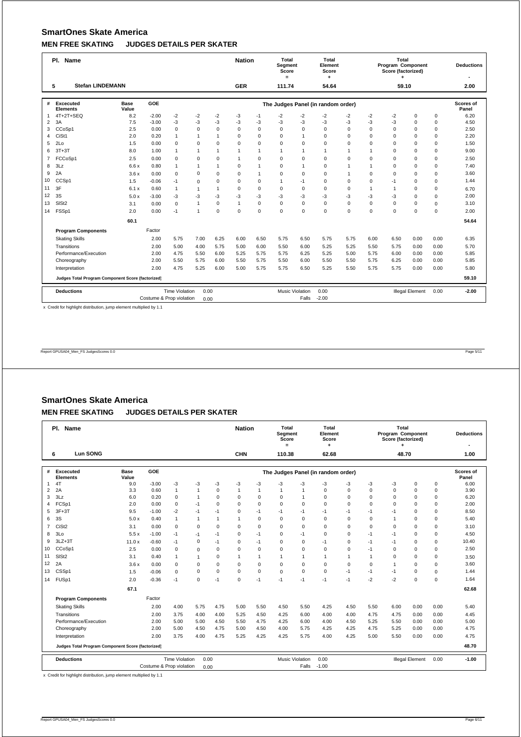## SmartOnes Skate America

### MEN FREE SKATING JUDGES DETAILS PER SKATER

| Pl. | Name | Nation | Total Segment Score = | Total Element Score + | Total Program Component Score (factorized) + | Deductions - |
|---|---|---|---|---|---|---|
| 5 | Stefan LINDEMANN | GER | 111.74 | 54.64 | 59.10 | 2.00 |

| # | Excecuted Elements | Base Value | GOE | The Judges Panel (in random order) | | | | | | | | | | | | Scores of Panel |
|---|---|---|---|---|---|---|---|---|---|---|---|---|---|---|---|---|
| 1 | 4T+2T+SEQ | 8.2 | -2.00 | -2 | -2 | -2 | -3 | -1 | -2 | -2 | -2 | -2 | -2 | -2 | 0 | 0 | 6.20 |
| 2 | 3A | 7.5 | -3.00 | -3 | -3 | -3 | -3 | -3 | -3 | -3 | -3 | -3 | -3 | -3 | 0 | 0 | 4.50 |
| 3 | CCoSp1 | 2.5 | 0.00 | 0 | 0 | 0 | 0 | 0 | 0 | 0 | 0 | 0 | 0 | 0 | 0 | 0 | 2.50 |
| 4 | CiSt1 | 2.0 | 0.20 | 1 | 1 | 1 | 0 | 0 | 0 | 1 | 0 | 0 | 0 | 0 | 0 | 0 | 2.20 |
| 5 | 2Lo | 1.5 | 0.00 | 0 | 0 | 0 | 0 | 0 | 0 | 0 | 0 | 0 | 0 | 0 | 0 | 0 | 1.50 |
| 6 | 3T+3T | 8.0 | 1.00 | 1 | 1 | 1 | 1 | 1 | 1 | 1 | 1 | 1 | 1 | 0 | 0 | 0 | 9.00 |
| 7 | FCCoSp1 | 2.5 | 0.00 | 0 | 0 | 0 | 1 | 0 | 0 | 0 | 0 | 0 | 0 | 0 | 0 | 0 | 2.50 |
| 8 | 3Lz | 6.6 x | 0.80 | 1 | 1 | 1 | 0 | 1 | 0 | 1 | 0 | 1 | 1 | 0 | 0 | 0 | 7.40 |
| 9 | 2A | 3.6 x | 0.00 | 0 | 0 | 0 | 0 | 1 | 0 | 0 | 0 | 1 | 0 | 0 | 0 | 0 | 3.60 |
| 10 | CCSp1 | 1.5 | -0.06 | -1 | 0 | 0 | 0 | 0 | 1 | -1 | 0 | 0 | 0 | -1 | 0 | 0 | 1.44 |
| 11 | 3F | 6.1 x | 0.60 | 1 | 1 | 1 | 0 | 0 | 0 | 0 | 0 | 0 | 1 | 1 | 0 | 0 | 6.70 |
| 12 | 3S | 5.0 x | -3.00 | -3 | -3 | -3 | -3 | -3 | -3 | -3 | -3 | -3 | -3 | -3 | 0 | 0 | 2.00 |
| 13 | SlSt2 | 3.1 | 0.00 | 0 | 1 | 0 | 1 | 0 | 0 | 0 | 0 | 0 | 0 | 0 | 0 | 0 | 3.10 |
| 14 | FSSp1 | 2.0 | 0.00 | -1 | 1 | 0 | 0 | 0 | 0 | 0 | 0 | 0 | 0 | 0 | 0 | 0 | 2.00 |
| | | 60.1 | | | | | | | | | | | | | | | 54.64 |

| Program Components | Factor | | | | | | | | | | | | | | Scores of Panel |
|---|---|---|---|---|---|---|---|---|---|---|---|---|---|---|---|
| Skating Skills | 2.00 | 5.75 | 7.00 | 6.25 | 6.00 | 6.50 | 5.75 | 6.50 | 5.75 | 5.75 | 6.00 | 6.50 | 0.00 | 0.00 | 6.35 |
| Transitions | 2.00 | 5.00 | 4.00 | 5.75 | 5.00 | 6.00 | 5.50 | 6.00 | 5.25 | 5.25 | 5.50 | 5.75 | 0.00 | 0.00 | 5.70 |
| Performance/Execution | 2.00 | 4.75 | 5.50 | 6.00 | 5.25 | 5.75 | 5.75 | 6.25 | 5.25 | 5.00 | 5.75 | 6.00 | 0.00 | 0.00 | 5.85 |
| Choreography | 2.00 | 5.50 | 5.75 | 6.00 | 5.50 | 5.75 | 5.50 | 6.00 | 5.50 | 5.50 | 5.75 | 6.25 | 0.00 | 0.00 | 5.85 |
| Interpretation | 2.00 | 4.75 | 5.25 | 6.00 | 5.00 | 5.75 | 5.75 | 6.50 | 5.25 | 5.50 | 5.75 | 5.75 | 0.00 | 0.00 | 5.80 |
| Judges Total Program Component Score (factorized) | | | | | | | | | | | | | | | 59.10 |

| Deductions | | | | | | | |
|---|---|---|---|---|---|---|---|
| Time Violation | 0.00 | Music Violation | 0.00 | Illegal Element | 0.00 | | -2.00 |
| Costume & Prop violation | 0.00 | Falls | -2.00 | | | | |

x Credit for highlight distribution, jump element multiplied by 1.1

Report GPUSA04_Men_FS JudgesScores 0.0

## SmartOnes Skate America

### MEN FREE SKATING JUDGES DETAILS PER SKATER

| Pl. | Name | Nation | Total Segment Score = | Total Element Score + | Total Program Component Score (factorized) + | Deductions - |
|---|---|---|---|---|---|---|
| 6 | Lun SONG | CHN | 110.38 | 62.68 | 48.70 | 1.00 |

| # | Excecuted Elements | Base Value | GOE | The Judges Panel (in random order) | | | | | | | | | | | | Scores of Panel |
|---|---|---|---|---|---|---|---|---|---|---|---|---|---|---|---|---|
| 1 | 4T | 9.0 | -3.00 | -3 | -3 | -3 | -3 | -3 | -3 | -3 | -3 | -3 | -3 | -3 | 0 | 0 | 6.00 |
| 2 | 2A | 3.3 | 0.60 | 1 | 1 | 0 | 1 | 1 | 1 | 1 | 0 | 0 | 0 | 0 | 0 | 0 | 3.90 |
| 3 | 3Lz | 6.0 | 0.20 | 0 | 1 | 0 | 0 | 0 | 0 | 1 | 0 | 0 | 0 | 0 | 0 | 0 | 6.20 |
| 4 | FCSp1 | 2.0 | 0.00 | 0 | -1 | 0 | 0 | 0 | 0 | 0 | 0 | 0 | 0 | 0 | 0 | 0 | 2.00 |
| 5 | 3F+3T | 9.5 | -1.00 | -2 | -1 | -1 | 0 | -1 | -1 | -1 | -1 | -1 | -1 | -1 | 0 | 0 | 8.50 |
| 6 | 3S | 5.0 x | 0.40 | 1 | 1 | 1 | 1 | 0 | 0 | 0 | 0 | 0 | 0 | 1 | 0 | 0 | 5.40 |
| 7 | CiSt2 | 3.1 | 0.00 | 0 | 0 | 0 | 0 | 0 | 0 | 0 | 0 | 0 | 0 | 0 | 0 | 0 | 3.10 |
| 8 | 3Lo | 5.5 x | -1.00 | -1 | -1 | -1 | 0 | -1 | 0 | -1 | 0 | 0 | -1 | -1 | 0 | 0 | 4.50 |
| 9 | 3LZ+3T | 11.0 x | -0.60 | -1 | 0 | -1 | 0 | -1 | 0 | 0 | -1 | 0 | -1 | -1 | 0 | 0 | 10.40 |
| 10 | CCoSp1 | 2.5 | 0.00 | 0 | 0 | 0 | 0 | 0 | 0 | 0 | 0 | 0 | -1 | 0 | 0 | 0 | 2.50 |
| 11 | SlSt2 | 3.1 | 0.40 | 1 | 1 | 0 | 1 | 1 | 1 | 1 | 1 | 1 | 1 | 0 | 0 | 0 | 3.50 |
| 12 | 2A | 3.6 x | 0.00 | 0 | 0 | 0 | 0 | 0 | 0 | 0 | 0 | 0 | 0 | 1 | 0 | 0 | 3.60 |
| 13 | CSSp1 | 1.5 | -0.06 | 0 | 0 | 0 | 0 | 0 | 0 | 0 | 0 | -1 | -1 | -1 | 0 | 0 | 1.44 |
| 14 | FUSp1 | 2.0 | -0.36 | -1 | 0 | -1 | 0 | -1 | -1 | -1 | -1 | -1 | -2 | -2 | 0 | 0 | 1.64 |
| | | 67.1 | | | | | | | | | | | | | | | 62.68 |

| Program Components | Factor | | | | | | | | | | | | | | Scores of Panel |
|---|---|---|---|---|---|---|---|---|---|---|---|---|---|---|---|
| Skating Skills | 2.00 | 4.00 | 5.75 | 4.75 | 5.00 | 5.50 | 4.50 | 5.50 | 4.25 | 4.50 | 5.50 | 6.00 | 0.00 | 0.00 | 5.40 |
| Transitions | 2.00 | 3.75 | 4.00 | 4.00 | 5.25 | 4.50 | 4.25 | 6.00 | 4.00 | 4.00 | 4.75 | 4.75 | 0.00 | 0.00 | 4.45 |
| Performance/Execution | 2.00 | 5.00 | 5.00 | 4.50 | 5.50 | 4.75 | 4.25 | 6.00 | 4.00 | 4.50 | 5.25 | 5.50 | 0.00 | 0.00 | 5.00 |
| Choreography | 2.00 | 5.00 | 4.50 | 4.75 | 5.00 | 4.50 | 4.00 | 5.75 | 4.25 | 4.25 | 4.75 | 5.25 | 0.00 | 0.00 | 4.75 |
| Interpretation | 2.00 | 3.75 | 4.00 | 4.75 | 5.25 | 4.25 | 4.25 | 5.75 | 4.00 | 4.25 | 5.00 | 5.50 | 0.00 | 0.00 | 4.75 |
| Judges Total Program Component Score (factorized) | | | | | | | | | | | | | | | 48.70 |

| Deductions | | | | | | | |
|---|---|---|---|---|---|---|---|
| Time Violation | 0.00 | Music Violation | 0.00 | Illegal Element | 0.00 | | -1.00 |
| Costume & Prop violation | 0.00 | Falls | -1.00 | | | | |

x Credit for highlight distribution, jump element multiplied by 1.1

Report GPUSA04_Men_FS JudgesScores 0.0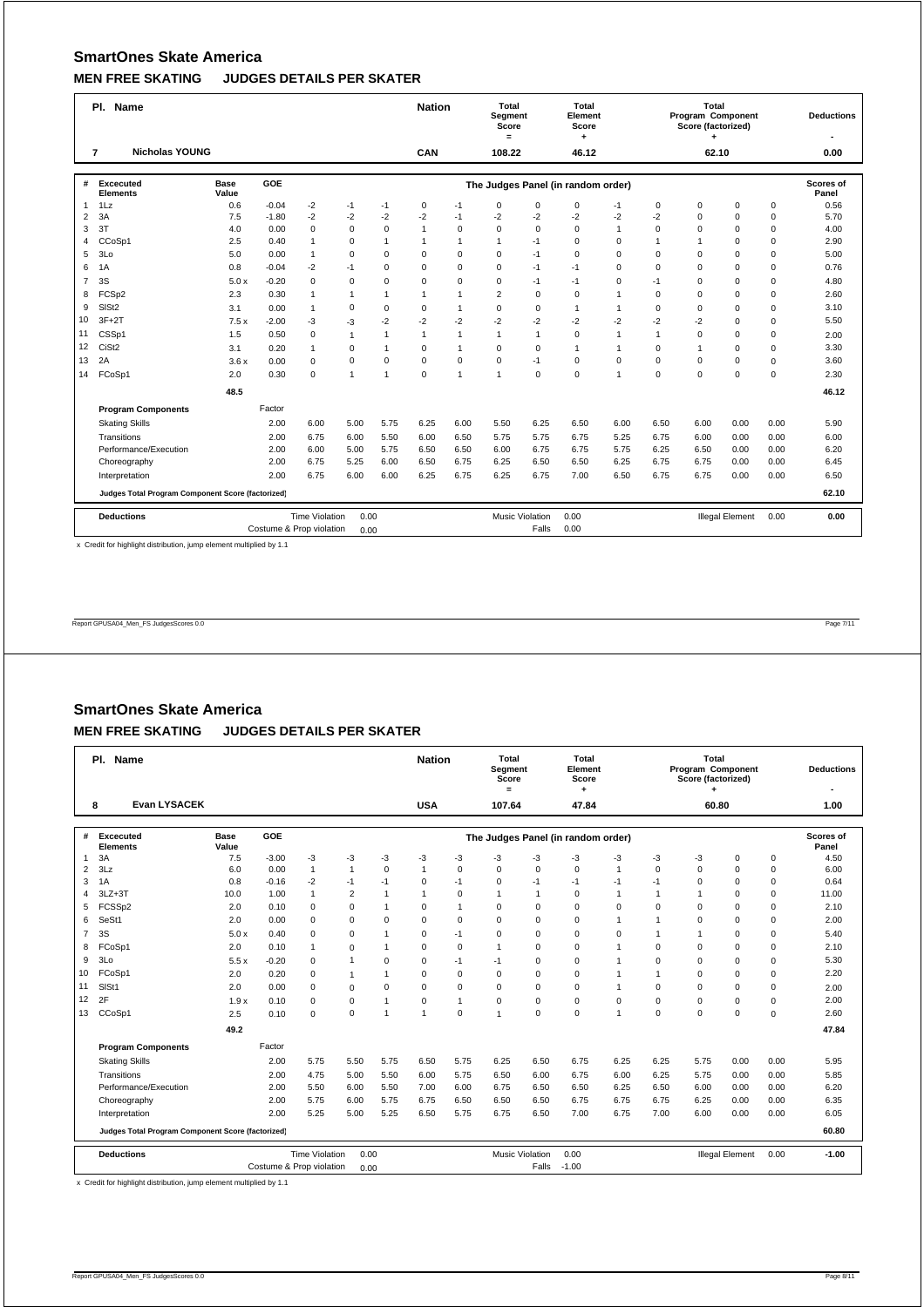## SmartOnes Skate America

### MEN FREE SKATING JUDGES DETAILS PER SKATER

| Pl. | Name | Nation | Total Segment Score = | Total Element Score + | Total Program Component Score (factorized) + | Deductions - |
|---|---|---|---|---|---|---|
| 7 | Nicholas YOUNG | CAN | 108.22 | 46.12 | 62.10 | 0.00 |

| # | Excecuted Elements | Base Value | GOE | The Judges Panel (in random order) | | | | | | | | | | | | Scores of Panel |
|---|---|---|---|---|---|---|---|---|---|---|---|---|---|---|---|---|
| 1 | 1Lz | 0.6 | -0.04 | -2 | -1 | -1 | 0 | -1 | 0 | 0 | 0 | -1 | 0 | 0 | 0 | 0.56 |
| 2 | 3A | 7.5 | -1.80 | -2 | -2 | -2 | -2 | -1 | -2 | -2 | -2 | -2 | -2 | 0 | 0 | 5.70 |
| 3 | 3T | 4.0 | 0.00 | 0 | 0 | 0 | 1 | 0 | 0 | 0 | 0 | 1 | 0 | 0 | 0 | 4.00 |
| 4 | CCoSp1 | 2.5 | 0.40 | 1 | 0 | 1 | 1 | 1 | 1 | -1 | 0 | 0 | 1 | 1 | 0 | 2.90 |
| 5 | 3Lo | 5.0 | 0.00 | 1 | 0 | 0 | 0 | 0 | 0 | -1 | 0 | 0 | 0 | 0 | 0 | 5.00 |
| 6 | 1A | 0.8 | -0.04 | -2 | -1 | 0 | 0 | 0 | 0 | -1 | -1 | 0 | 0 | 0 | 0 | 0.76 |
| 7 | 3S | 5.0 x | -0.20 | 0 | 0 | 0 | 0 | 0 | 0 | -1 | -1 | 0 | -1 | 0 | 0 | 4.80 |
| 8 | FCSp2 | 2.3 | 0.30 | 1 | 1 | 1 | 1 | 1 | 2 | 0 | 0 | 1 | 0 | 0 | 0 | 2.60 |
| 9 | SlSt2 | 3.1 | 0.00 | 1 | 0 | 0 | 0 | 1 | 0 | 0 | 1 | 1 | 0 | 0 | 0 | 3.10 |
| 10 | 3F+2T | 7.5 x | -2.00 | -3 | -3 | -2 | -2 | -2 | -2 | -2 | -2 | -2 | -2 | -2 | 0 | 5.50 |
| 11 | CSSp1 | 1.5 | 0.50 | 0 | 1 | 1 | 1 | 1 | 1 | 1 | 0 | 1 | 1 | 0 | 0 | 2.00 |
| 12 | CiSt2 | 3.1 | 0.20 | 1 | 0 | 1 | 0 | 1 | 0 | 0 | 1 | 1 | 0 | 1 | 0 | 3.30 |
| 13 | 2A | 3.6 x | 0.00 | 0 | 0 | 0 | 0 | 0 | 0 | -1 | 0 | 0 | 0 | 0 | 0 | 3.60 |
| 14 | FCoSp1 | 2.0 | 0.30 | 0 | 1 | 1 | 0 | 1 | 1 | 0 | 0 | 1 | 0 | 0 | 0 | 2.30 |
| | | 48.5 | | | | | | | | | | | | | | 46.12 |

| Program Components | Factor | | | | | | | | | | | | | | |
|---|---|---|---|---|---|---|---|---|---|---|---|---|---|---|---|
| Skating Skills | 2.00 | 6.00 | 5.00 | 5.75 | 6.25 | 6.00 | 5.50 | 6.25 | 6.50 | 6.00 | 6.50 | 6.00 | 0.00 | 0.00 | 5.90 |
| Transitions | 2.00 | 6.75 | 6.00 | 5.50 | 6.00 | 6.50 | 5.75 | 5.75 | 6.75 | 5.25 | 6.75 | 6.00 | 0.00 | 0.00 | 6.00 |
| Performance/Execution | 2.00 | 6.00 | 5.00 | 5.75 | 6.50 | 6.50 | 6.00 | 6.75 | 6.75 | 5.75 | 6.25 | 6.50 | 0.00 | 0.00 | 6.20 |
| Choreography | 2.00 | 6.75 | 5.25 | 6.00 | 6.50 | 6.75 | 6.25 | 6.50 | 6.50 | 6.25 | 6.75 | 6.75 | 0.00 | 0.00 | 6.45 |
| Interpretation | 2.00 | 6.75 | 6.00 | 6.00 | 6.25 | 6.75 | 6.25 | 6.75 | 7.00 | 6.50 | 6.75 | 6.75 | 0.00 | 0.00 | 6.50 |
| Judges Total Program Component Score (factorized) | | | | | | | | | | | | | | | 62.10 |

| Deductions | | | | | |
|---|---|---|---|---|---|
| Time Violation | 0.00 | Music Violation | 0.00 | Illegal Element | 0.00 |
| Costume & Prop violation | 0.00 | Falls | 0.00 | | 0.00 |

x Credit for highlight distribution, jump element multiplied by 1.1

## SmartOnes Skate America

### MEN FREE SKATING JUDGES DETAILS PER SKATER

| Pl. | Name | Nation | Total Segment Score = | Total Element Score + | Total Program Component Score (factorized) + | Deductions - |
|---|---|---|---|---|---|---|
| 8 | Evan LYSACEK | USA | 107.64 | 47.84 | 60.80 | 1.00 |

| # | Excecuted Elements | Base Value | GOE | The Judges Panel (in random order) | | | | | | | | | | | | Scores of Panel |
|---|---|---|---|---|---|---|---|---|---|---|---|---|---|---|---|---|
| 1 | 3A | 7.5 | -3.00 | -3 | -3 | -3 | -3 | -3 | -3 | -3 | -3 | -3 | -3 | -3 | 0 | 4.50 |
| 2 | 3Lz | 6.0 | 0.00 | 1 | 1 | 0 | 1 | 0 | 0 | 0 | 0 | 1 | 0 | 0 | 0 | 6.00 |
| 3 | 1A | 0.8 | -0.16 | -2 | -1 | -1 | 0 | -1 | 0 | -1 | -1 | -1 | -1 | 0 | 0 | 0.64 |
| 4 | 3LZ+3T | 10.0 | 1.00 | 1 | 2 | 1 | 1 | 0 | 1 | 1 | 0 | 1 | 1 | 1 | 0 | 11.00 |
| 5 | FCSSp2 | 2.0 | 0.10 | 0 | 0 | 1 | 0 | 1 | 0 | 0 | 0 | 0 | 0 | 0 | 0 | 2.10 |
| 6 | SeSt1 | 2.0 | 0.00 | 0 | 0 | 0 | 0 | 0 | 0 | 0 | 0 | 1 | 1 | 0 | 0 | 2.00 |
| 7 | 3S | 5.0 x | 0.40 | 0 | 0 | 1 | 0 | -1 | 0 | 0 | 0 | 0 | 1 | 1 | 0 | 5.40 |
| 8 | FCoSp1 | 2.0 | 0.10 | 1 | 0 | 1 | 0 | 0 | 1 | 0 | 0 | 1 | 0 | 0 | 0 | 2.10 |
| 9 | 3Lo | 5.5 x | -0.20 | 0 | 1 | 0 | 0 | -1 | -1 | 0 | 0 | 1 | 0 | 0 | 0 | 5.30 |
| 10 | FCoSp1 | 2.0 | 0.20 | 0 | 1 | 1 | 0 | 0 | 0 | 0 | 0 | 1 | 1 | 0 | 0 | 2.20 |
| 11 | SlSt1 | 2.0 | 0.00 | 0 | 0 | 0 | 0 | 0 | 0 | 0 | 0 | 1 | 0 | 0 | 0 | 2.00 |
| 12 | 2F | 1.9 x | 0.10 | 0 | 0 | 1 | 0 | 1 | 0 | 0 | 0 | 0 | 0 | 0 | 0 | 2.00 |
| 13 | CCoSp1 | 2.5 | 0.10 | 0 | 0 | 1 | 1 | 0 | 1 | 0 | 0 | 1 | 0 | 0 | 0 | 2.60 |
| | | 49.2 | | | | | | | | | | | | | | 47.84 |

| Program Components | Factor | | | | | | | | | | | | | | |
|---|---|---|---|---|---|---|---|---|---|---|---|---|---|---|---|
| Skating Skills | 2.00 | 5.75 | 5.50 | 5.75 | 6.50 | 5.75 | 6.25 | 6.50 | 6.75 | 6.25 | 6.25 | 5.75 | 0.00 | 0.00 | 5.95 |
| Transitions | 2.00 | 4.75 | 5.00 | 5.50 | 6.00 | 5.75 | 6.50 | 6.00 | 6.75 | 6.00 | 6.25 | 5.75 | 0.00 | 0.00 | 5.85 |
| Performance/Execution | 2.00 | 5.50 | 6.00 | 5.50 | 7.00 | 6.00 | 6.75 | 6.50 | 6.50 | 6.25 | 6.50 | 6.00 | 0.00 | 0.00 | 6.20 |
| Choreography | 2.00 | 5.75 | 6.00 | 5.75 | 6.75 | 6.50 | 6.50 | 6.50 | 6.75 | 6.75 | 6.75 | 6.25 | 0.00 | 0.00 | 6.35 |
| Interpretation | 2.00 | 5.25 | 5.00 | 5.25 | 6.50 | 5.75 | 6.75 | 6.50 | 7.00 | 6.75 | 7.00 | 6.00 | 0.00 | 0.00 | 6.05 |
| Judges Total Program Component Score (factorized) | | | | | | | | | | | | | | | 60.80 |

| Deductions | | | | | |
|---|---|---|---|---|---|
| Time Violation | 0.00 | Music Violation | 0.00 | Illegal Element | 0.00 |
| Costume & Prop violation | 0.00 | Falls | -1.00 | | -1.00 |

x Credit for highlight distribution, jump element multiplied by 1.1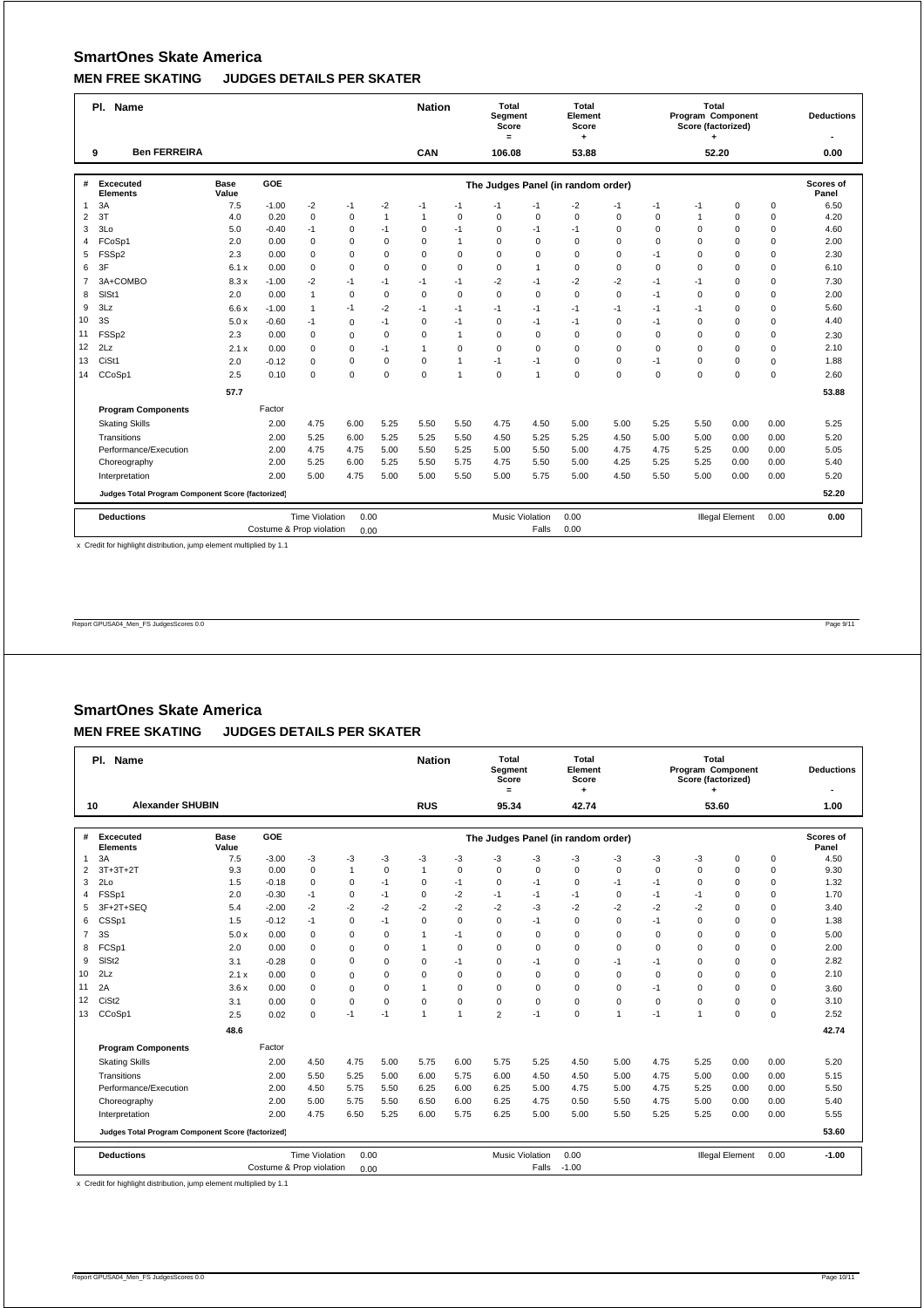## SmartOnes Skate America

### MEN FREE SKATING JUDGES DETAILS PER SKATER

| Pl. | Name | Nation | Total Segment Score = | Total Element Score + | Total Program Component Score (factorized) + | Deductions - |
|---|---|---|---|---|---|---|
| 9 | Ben FERREIRA | CAN | 106.08 | 53.88 | 52.20 | 0.00 |

| # | Excecuted Elements | Base Value | GOE | | | | | | | | | | | | | Scores of Panel |
|---|---|---|---|---|---|---|---|---|---|---|---|---|---|---|---|---|
| | | | | The Judges Panel (in random order) | | | | | | | | | | | | |
| 1 | 3A | 7.5 | -1.00 | -2 | -1 | -2 | -1 | -1 | -1 | -1 | -2 | -1 | -1 | -1 | 0 | 0 | 6.50 |
| 2 | 3T | 4.0 | 0.20 | 0 | 0 | 1 | 1 | 0 | 0 | 0 | 0 | 0 | 0 | 1 | 0 | 0 | 4.20 |
| 3 | 3Lo | 5.0 | -0.40 | -1 | 0 | -1 | 0 | -1 | 0 | -1 | -1 | 0 | 0 | 0 | 0 | 0 | 4.60 |
| 4 | FCoSp1 | 2.0 | 0.00 | 0 | 0 | 0 | 0 | 1 | 0 | 0 | 0 | 0 | 0 | 0 | 0 | 0 | 2.00 |
| 5 | FSSp2 | 2.3 | 0.00 | 0 | 0 | 0 | 0 | 0 | 0 | 0 | 0 | 0 | -1 | 0 | 0 | 0 | 2.30 |
| 6 | 3F | 6.1 x | 0.00 | 0 | 0 | 0 | 0 | 0 | 0 | 1 | 0 | 0 | 0 | 0 | 0 | 0 | 6.10 |
| 7 | 3A+COMBO | 8.3 x | -1.00 | -2 | -1 | -1 | -1 | -1 | -2 | -1 | -2 | -2 | -1 | -1 | 0 | 0 | 7.30 |
| 8 | SlSt1 | 2.0 | 0.00 | 1 | 0 | 0 | 0 | 0 | 0 | 0 | 0 | 0 | -1 | 0 | 0 | 0 | 2.00 |
| 9 | 3Lz | 6.6 x | -1.00 | 1 | -1 | -2 | -1 | -1 | -1 | -1 | -1 | -1 | -1 | -1 | 0 | 0 | 5.60 |
| 10 | 3S | 5.0 x | -0.60 | -1 | 0 | -1 | 0 | -1 | 0 | -1 | -1 | 0 | -1 | 0 | 0 | 0 | 4.40 |
| 11 | FSSp2 | 2.3 | 0.00 | 0 | 0 | 0 | 0 | 1 | 0 | 0 | 0 | 0 | 0 | 0 | 0 | 0 | 2.30 |
| 12 | 2Lz | 2.1 x | 0.00 | 0 | 0 | -1 | 1 | 0 | 0 | 0 | 0 | 0 | 0 | 0 | 0 | 0 | 2.10 |
| 13 | CiSt1 | 2.0 | -0.12 | 0 | 0 | 0 | 0 | 1 | -1 | -1 | 0 | 0 | -1 | 0 | 0 | 0 | 1.88 |
| 14 | CCoSp1 | 2.5 | 0.10 | 0 | 0 | 0 | 0 | 1 | 0 | 1 | 0 | 0 | 0 | 0 | 0 | 0 | 2.60 |
| | | 57.7 | | | | | | | | | | | | | | | 53.88 |

| Program Components | Factor | | | | | | | | | | | | | | Scores of Panel |
|---|---|---|---|---|---|---|---|---|---|---|---|---|---|---|---|
| Skating Skills | 2.00 | 4.75 | 6.00 | 5.25 | 5.50 | 5.50 | 4.75 | 4.50 | 5.00 | 5.00 | 5.25 | 5.50 | 0.00 | 0.00 | 5.25 |
| Transitions | 2.00 | 5.25 | 6.00 | 5.25 | 5.25 | 5.50 | 4.50 | 5.25 | 5.25 | 4.50 | 5.00 | 5.00 | 0.00 | 0.00 | 5.20 |
| Performance/Execution | 2.00 | 4.75 | 4.75 | 5.00 | 5.50 | 5.25 | 5.00 | 5.50 | 5.00 | 4.75 | 4.75 | 5.25 | 0.00 | 0.00 | 5.05 |
| Choreography | 2.00 | 5.25 | 6.00 | 5.25 | 5.50 | 5.75 | 4.75 | 5.50 | 5.00 | 4.25 | 5.25 | 5.25 | 0.00 | 0.00 | 5.40 |
| Interpretation | 2.00 | 5.00 | 4.75 | 5.00 | 5.00 | 5.50 | 5.00 | 5.75 | 5.00 | 4.50 | 5.50 | 5.00 | 0.00 | 0.00 | 5.20 |
| Judges Total Program Component Score (factorized) | | | | | | | | | | | | | | | 52.20 |

| Deductions | | | | | |
|---|---|---|---|---|---|
| Time Violation 0.00 | Music Violation 0.00 | Illegal Element 0.00 | | | 0.00 |
| Costume & Prop violation 0.00 | Falls 0.00 | | | | |

x Credit for highlight distribution, jump element multiplied by 1.1

## SmartOnes Skate America

### MEN FREE SKATING JUDGES DETAILS PER SKATER

| Pl. | Name | Nation | Total Segment Score = | Total Element Score + | Total Program Component Score (factorized) + | Deductions - |
|---|---|---|---|---|---|---|
| 10 | Alexander SHUBIN | RUS | 95.34 | 42.74 | 53.60 | 1.00 |

| # | Excecuted Elements | Base Value | GOE | | | | | | | | | | | | | Scores of Panel |
|---|---|---|---|---|---|---|---|---|---|---|---|---|---|---|---|---|
| | | | | The Judges Panel (in random order) | | | | | | | | | | | | |
| 1 | 3A | 7.5 | -3.00 | -3 | -3 | -3 | -3 | -3 | -3 | -3 | -3 | -3 | -3 | -3 | 0 | 0 | 4.50 |
| 2 | 3T+3T+2T | 9.3 | 0.00 | 0 | 1 | 0 | 1 | 0 | 0 | 0 | 0 | 0 | 0 | 0 | 0 | 0 | 9.30 |
| 3 | 2Lo | 1.5 | -0.18 | 0 | 0 | -1 | 0 | -1 | 0 | -1 | 0 | -1 | -1 | 0 | 0 | 0 | 1.32 |
| 4 | FSSp1 | 2.0 | -0.30 | -1 | 0 | -1 | 0 | -2 | -1 | -1 | -1 | 0 | -1 | -1 | 0 | 0 | 1.70 |
| 5 | 3F+2T+SEQ | 5.4 | -2.00 | -2 | -2 | -2 | -2 | -2 | -2 | -3 | -2 | -2 | -2 | -2 | 0 | 0 | 3.40 |
| 6 | CSSp1 | 1.5 | -0.12 | -1 | 0 | -1 | 0 | 0 | 0 | -1 | 0 | 0 | -1 | 0 | 0 | 0 | 1.38 |
| 7 | 3S | 5.0 x | 0.00 | 0 | 0 | 0 | 1 | -1 | 0 | 0 | 0 | 0 | 0 | 0 | 0 | 0 | 5.00 |
| 8 | FCSp1 | 2.0 | 0.00 | 0 | 0 | 0 | 1 | 0 | 0 | 0 | 0 | 0 | 0 | 0 | 0 | 0 | 2.00 |
| 9 | SlSt2 | 3.1 | -0.28 | 0 | 0 | 0 | 0 | -1 | 0 | -1 | 0 | -1 | -1 | 0 | 0 | 0 | 2.82 |
| 10 | 2Lz | 2.1 x | 0.00 | 0 | 0 | 0 | 0 | 0 | 0 | 0 | 0 | 0 | 0 | 0 | 0 | 0 | 2.10 |
| 11 | 2A | 3.6 x | 0.00 | 0 | 0 | 0 | 1 | 0 | 0 | 0 | 0 | 0 | -1 | 0 | 0 | 0 | 3.60 |
| 12 | CiSt2 | 3.1 | 0.00 | 0 | 0 | 0 | 0 | 0 | 0 | 0 | 0 | 0 | 0 | 0 | 0 | 0 | 3.10 |
| 13 | CCoSp1 | 2.5 | 0.02 | 0 | -1 | -1 | 1 | 1 | 2 | -1 | 0 | 1 | -1 | 1 | 0 | 0 | 2.52 |
| | | 48.6 | | | | | | | | | | | | | | | 42.74 |

| Program Components | Factor | | | | | | | | | | | | | | Scores of Panel |
|---|---|---|---|---|---|---|---|---|---|---|---|---|---|---|---|
| Skating Skills | 2.00 | 4.50 | 4.75 | 5.00 | 5.75 | 6.00 | 5.75 | 5.25 | 4.50 | 5.00 | 4.75 | 5.25 | 0.00 | 0.00 | 5.20 |
| Transitions | 2.00 | 5.50 | 5.25 | 5.00 | 6.00 | 5.75 | 6.00 | 4.50 | 4.50 | 5.00 | 4.75 | 5.00 | 0.00 | 0.00 | 5.15 |
| Performance/Execution | 2.00 | 4.50 | 5.75 | 5.50 | 6.25 | 6.00 | 6.25 | 5.00 | 4.75 | 5.00 | 4.75 | 5.25 | 0.00 | 0.00 | 5.50 |
| Choreography | 2.00 | 5.00 | 5.75 | 5.50 | 6.50 | 6.00 | 6.25 | 4.75 | 0.50 | 5.50 | 4.75 | 5.00 | 0.00 | 0.00 | 5.40 |
| Interpretation | 2.00 | 4.75 | 6.50 | 5.25 | 6.00 | 5.75 | 6.25 | 5.00 | 5.00 | 5.50 | 5.25 | 5.25 | 0.00 | 0.00 | 5.55 |
| Judges Total Program Component Score (factorized) | | | | | | | | | | | | | | | 53.60 |

| Deductions | | | | | |
|---|---|---|---|---|---|
| Time Violation 0.00 | Music Violation 0.00 | Illegal Element 0.00 | | | -1.00 |
| Costume & Prop violation 0.00 | Falls -1.00 | | | | |

x Credit for highlight distribution, jump element multiplied by 1.1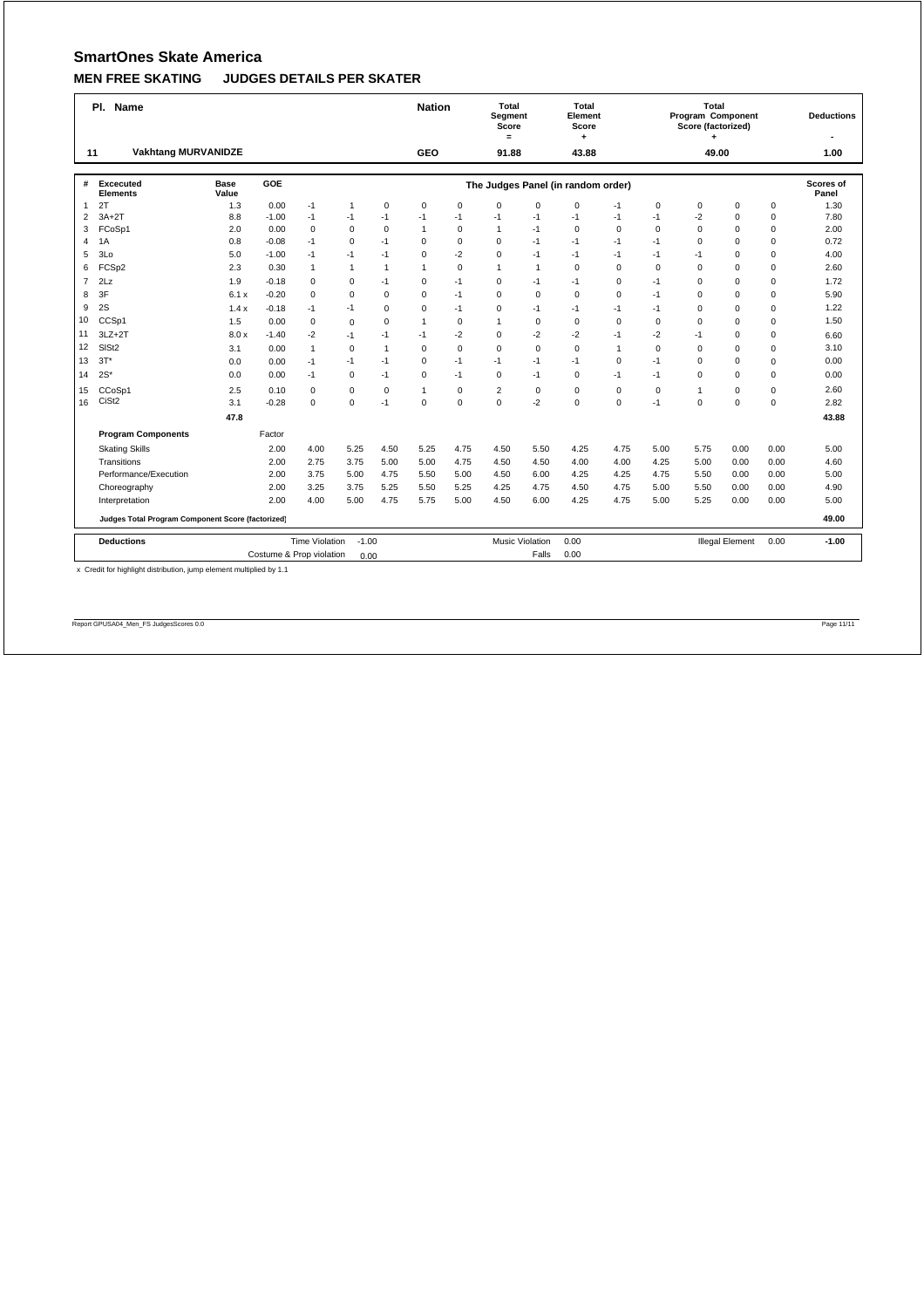# SmartOnes Skate America

## MEN FREE SKATING JUDGES DETAILS PER SKATER

| Pl. | Name | Nation | Total Segment Score = | Total Element Score + | Total Program Component Score (factorized) + | Deductions - |
|---|---|---|---|---|---|---|
| 11 | Vakhtang MURVANIDZE | GEO | 91.88 | 43.88 | 49.00 | 1.00 |

| # | Excecuted Elements | Base Value | GOE | The Judges Panel (in random order) | | | | | | | | | | | | Scores of Panel |
|---|---|---|---|---|---|---|---|---|---|---|---|---|---|---|---|---|
| 1 | 2T | 1.3 | 0.00 | -1 | 1 | 0 | 0 | 0 | 0 | 0 | 0 | -1 | 0 | 0 | 0 | 1.30 |
| 2 | 3A+2T | 8.8 | -1.00 | -1 | -1 | -1 | -1 | -1 | -1 | -1 | -1 | -1 | -1 | -2 | 0 | 7.80 |
| 3 | FCoSp1 | 2.0 | 0.00 | 0 | 0 | 0 | 1 | 0 | 1 | -1 | 0 | 0 | 0 | 0 | 0 | 2.00 |
| 4 | 1A | 0.8 | -0.08 | -1 | 0 | -1 | 0 | 0 | 0 | -1 | -1 | -1 | -1 | 0 | 0 | 0.72 |
| 5 | 3Lo | 5.0 | -1.00 | -1 | -1 | -1 | 0 | -2 | 0 | -1 | -1 | -1 | -1 | -1 | 0 | 4.00 |
| 6 | FCSp2 | 2.3 | 0.30 | 1 | 1 | 1 | 1 | 0 | 1 | 1 | 0 | 0 | 0 | 0 | 0 | 2.60 |
| 7 | 2Lz | 1.9 | -0.18 | 0 | 0 | -1 | 0 | -1 | 0 | -1 | -1 | 0 | -1 | 0 | 0 | 1.72 |
| 8 | 3F | 6.1 x | -0.20 | 0 | 0 | 0 | 0 | -1 | 0 | 0 | 0 | 0 | -1 | 0 | 0 | 5.90 |
| 9 | 2S | 1.4 x | -0.18 | -1 | -1 | 0 | 0 | -1 | 0 | -1 | -1 | -1 | -1 | 0 | 0 | 1.22 |
| 10 | CCSp1 | 1.5 | 0.00 | 0 | 0 | 0 | 1 | 0 | 1 | 0 | 0 | 0 | 0 | 0 | 0 | 1.50 |
| 11 | 3LZ+2T | 8.0 x | -1.40 | -2 | -1 | -1 | -1 | -2 | 0 | -2 | -2 | -1 | -2 | -1 | 0 | 6.60 |
| 12 | SlSt2 | 3.1 | 0.00 | 1 | 0 | 1 | 0 | 0 | 0 | 0 | 0 | 1 | 0 | 0 | 0 | 3.10 |
| 13 | 3T* | 0.0 | 0.00 | -1 | -1 | -1 | 0 | -1 | -1 | -1 | -1 | 0 | -1 | 0 | 0 | 0.00 |
| 14 | 2S* | 0.0 | 0.00 | -1 | 0 | -1 | 0 | -1 | 0 | -1 | 0 | -1 | -1 | 0 | 0 | 0.00 |
| 15 | CCoSp1 | 2.5 | 0.10 | 0 | 0 | 0 | 1 | 0 | 2 | 0 | 0 | 0 | 0 | 1 | 0 | 2.60 |
| 16 | CiSt2 | 3.1 | -0.28 | 0 | 0 | -1 | 0 | 0 | 0 | -2 | 0 | 0 | -1 | 0 | 0 | 2.82 |
| | | 47.8 | | | | | | | | | | | | | | 43.88 |

| Program Components | Factor | | | | | | | | | | | | | | Scores of Panel |
|---|---|---|---|---|---|---|---|---|---|---|---|---|---|---|---|
| Skating Skills | 2.00 | 4.00 | 5.25 | 4.50 | 5.25 | 4.75 | 4.50 | 5.50 | 4.25 | 4.75 | 5.00 | 5.75 | 0.00 | 0.00 | 5.00 |
| Transitions | 2.00 | 2.75 | 3.75 | 5.00 | 5.00 | 4.75 | 4.50 | 4.50 | 4.00 | 4.00 | 4.25 | 5.00 | 0.00 | 0.00 | 4.60 |
| Performance/Execution | 2.00 | 3.75 | 5.00 | 4.75 | 5.50 | 5.00 | 4.50 | 6.00 | 4.25 | 4.25 | 4.75 | 5.50 | 0.00 | 0.00 | 5.00 |
| Choreography | 2.00 | 3.25 | 3.75 | 5.25 | 5.50 | 5.25 | 4.25 | 4.75 | 4.50 | 4.75 | 5.00 | 5.50 | 0.00 | 0.00 | 4.90 |
| Interpretation | 2.00 | 4.00 | 5.00 | 4.75 | 5.75 | 5.00 | 4.50 | 6.00 | 4.25 | 4.75 | 5.00 | 5.25 | 0.00 | 0.00 | 5.00 |
| Judges Total Program Component Score (factorized) | | | | | | | | | | | | | | | 49.00 |

| Deductions | | | | | | | |
|---|---|---|---|---|---|---|---|
| Time Violation | -1.00 | Music Violation | 0.00 | Illegal Element | 0.00 | | -1.00 |
| Costume & Prop violation | 0.00 | Falls | 0.00 | | | | |

x Credit for highlight distribution, jump element multiplied by 1.1

Report GPUSA04_Men_FS JudgesScores 0.0